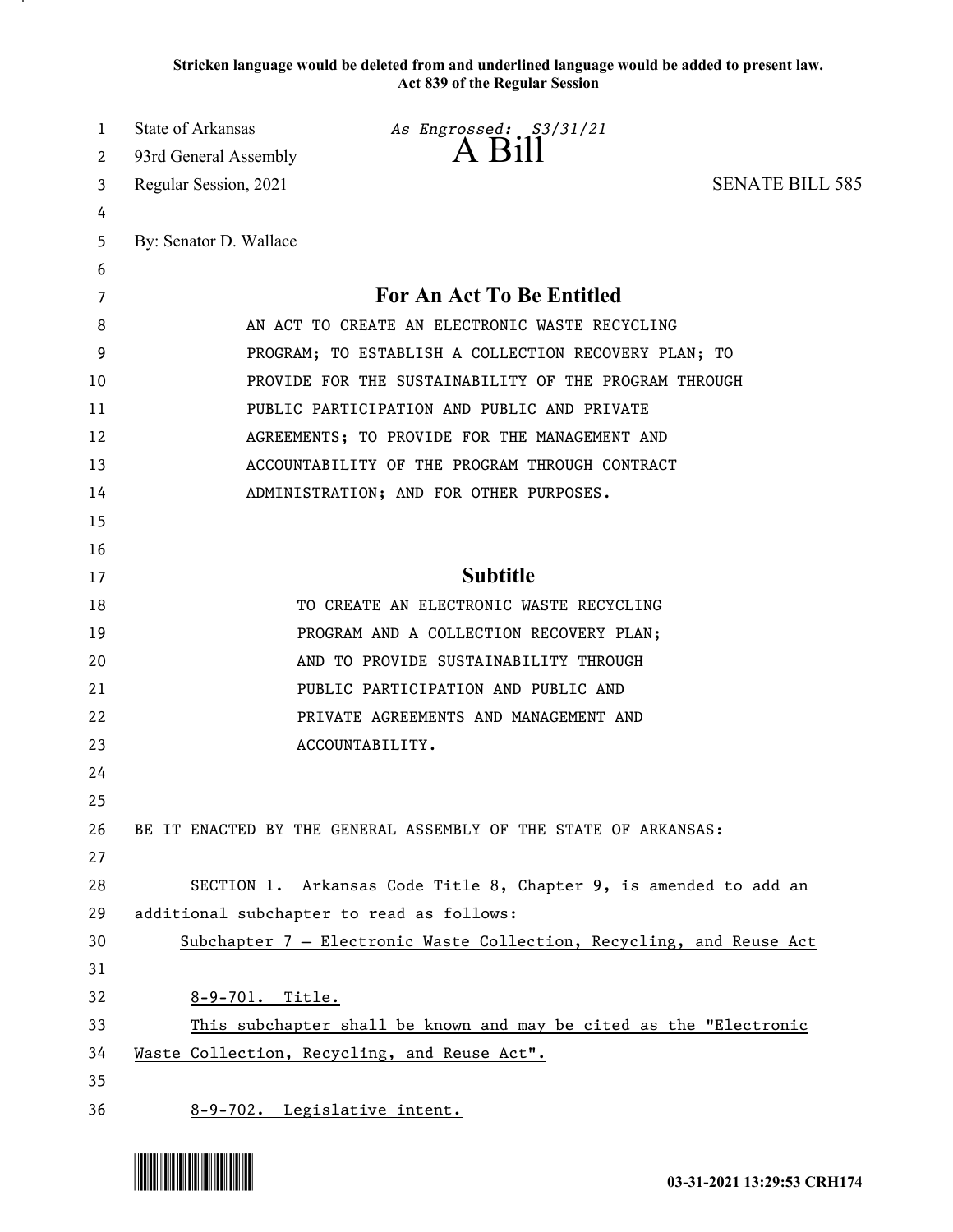Stricken language would be deleted from and underlined language would be added to present law.
Act 839 of the Regular Session

State of Arkansas
93rd General Assembly
Regular Session, 2021

*As Engrossed: S3/31/21*

# A Bill

SENATE BILL 585

By: Senator D. Wallace

## For An Act To Be Entitled

AN ACT TO CREATE AN ELECTRONIC WASTE RECYCLING PROGRAM; TO ESTABLISH A COLLECTION RECOVERY PLAN; TO PROVIDE FOR THE SUSTAINABILITY OF THE PROGRAM THROUGH PUBLIC PARTICIPATION AND PUBLIC AND PRIVATE AGREEMENTS; TO PROVIDE FOR THE MANAGEMENT AND ACCOUNTABILITY OF THE PROGRAM THROUGH CONTRACT ADMINISTRATION; AND FOR OTHER PURPOSES.

## Subtitle

TO CREATE AN ELECTRONIC WASTE RECYCLING PROGRAM AND A COLLECTION RECOVERY PLAN; AND TO PROVIDE SUSTAINABILITY THROUGH PUBLIC PARTICIPATION AND PUBLIC AND PRIVATE AGREEMENTS AND MANAGEMENT AND ACCOUNTABILITY.

BE IT ENACTED BY THE GENERAL ASSEMBLY OF THE STATE OF ARKANSAS:

SECTION 1. Arkansas Code Title 8, Chapter 9, is amended to add an additional subchapter to read as follows:

Subchapter 7 — Electronic Waste Collection, Recycling, and Reuse Act

8-9-701. Title.

This subchapter shall be known and may be cited as the "Electronic Waste Collection, Recycling, and Reuse Act".

8-9-702. Legislative intent.

03-31-2021 13:29:53 CRH174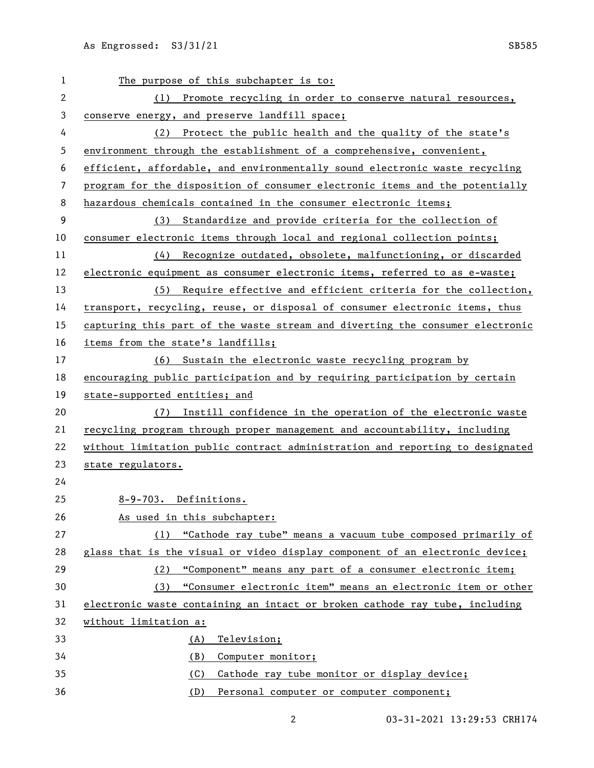The purpose of this subchapter is to:

(1) Promote recycling in order to conserve natural resources, conserve energy, and preserve landfill space;

(2) Protect the public health and the quality of the state's environment through the establishment of a comprehensive, convenient, efficient, affordable, and environmentally sound electronic waste recycling program for the disposition of consumer electronic items and the potentially hazardous chemicals contained in the consumer electronic items;

(3) Standardize and provide criteria for the collection of consumer electronic items through local and regional collection points;

(4) Recognize outdated, obsolete, malfunctioning, or discarded electronic equipment as consumer electronic items, referred to as e-waste;

(5) Require effective and efficient criteria for the collection, transport, recycling, reuse, or disposal of consumer electronic items, thus capturing this part of the waste stream and diverting the consumer electronic items from the state's landfills;

(6) Sustain the electronic waste recycling program by encouraging public participation and by requiring participation by certain state-supported entities; and

(7) Instill confidence in the operation of the electronic waste recycling program through proper management and accountability, including without limitation public contract administration and reporting to designated state regulators.

8-9-703. Definitions.

As used in this subchapter:

(1) "Cathode ray tube" means a vacuum tube composed primarily of glass that is the visual or video display component of an electronic device;

(2) "Component" means any part of a consumer electronic item;

(3) "Consumer electronic item" means an electronic item or other electronic waste containing an intact or broken cathode ray tube, including without limitation a:

(A) Television;

(B) Computer monitor;

(C) Cathode ray tube monitor or display device;

(D) Personal computer or computer component;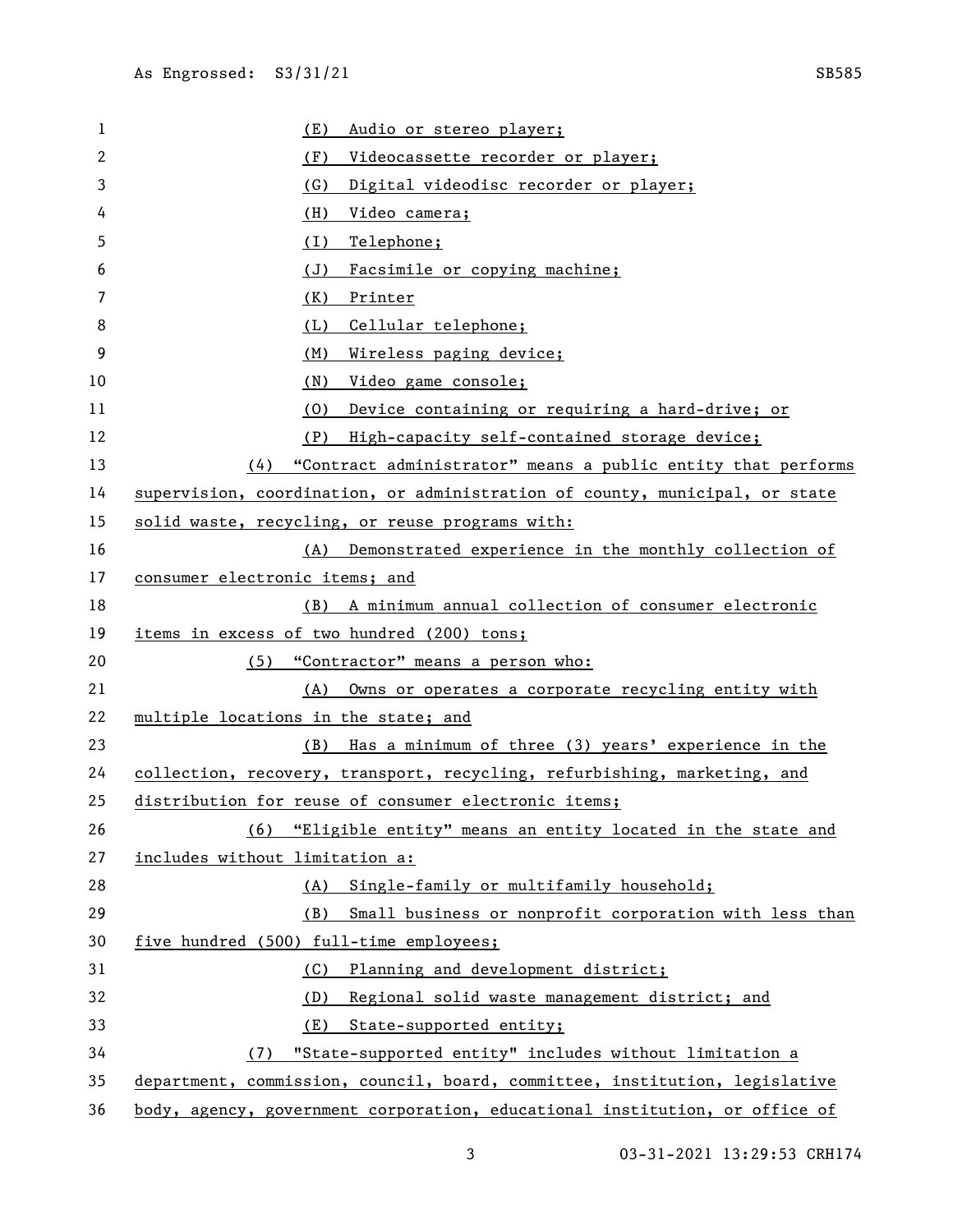(E) Audio or stereo player;

(F) Videocassette recorder or player;

(G) Digital videodisc recorder or player;

(H) Video camera;

(I) Telephone;

(J) Facsimile or copying machine;

(K) Printer

(L) Cellular telephone;

(M) Wireless paging device;

(N) Video game console;

(O) Device containing or requiring a hard-drive; or

(P) High-capacity self-contained storage device;

(4) "Contract administrator" means a public entity that performs supervision, coordination, or administration of county, municipal, or state solid waste, recycling, or reuse programs with:

(A) Demonstrated experience in the monthly collection of consumer electronic items; and

(B) A minimum annual collection of consumer electronic items in excess of two hundred (200) tons;

(5) "Contractor" means a person who:

(A) Owns or operates a corporate recycling entity with multiple locations in the state; and

(B) Has a minimum of three (3) years' experience in the collection, recovery, transport, recycling, refurbishing, marketing, and distribution for reuse of consumer electronic items;

(6) "Eligible entity" means an entity located in the state and includes without limitation a:

(A) Single-family or multifamily household;

(B) Small business or nonprofit corporation with less than five hundred (500) full-time employees;

(C) Planning and development district;

(D) Regional solid waste management district; and

(E) State-supported entity;

(7) "State-supported entity" includes without limitation a department, commission, council, board, committee, institution, legislative body, agency, government corporation, educational institution, or office of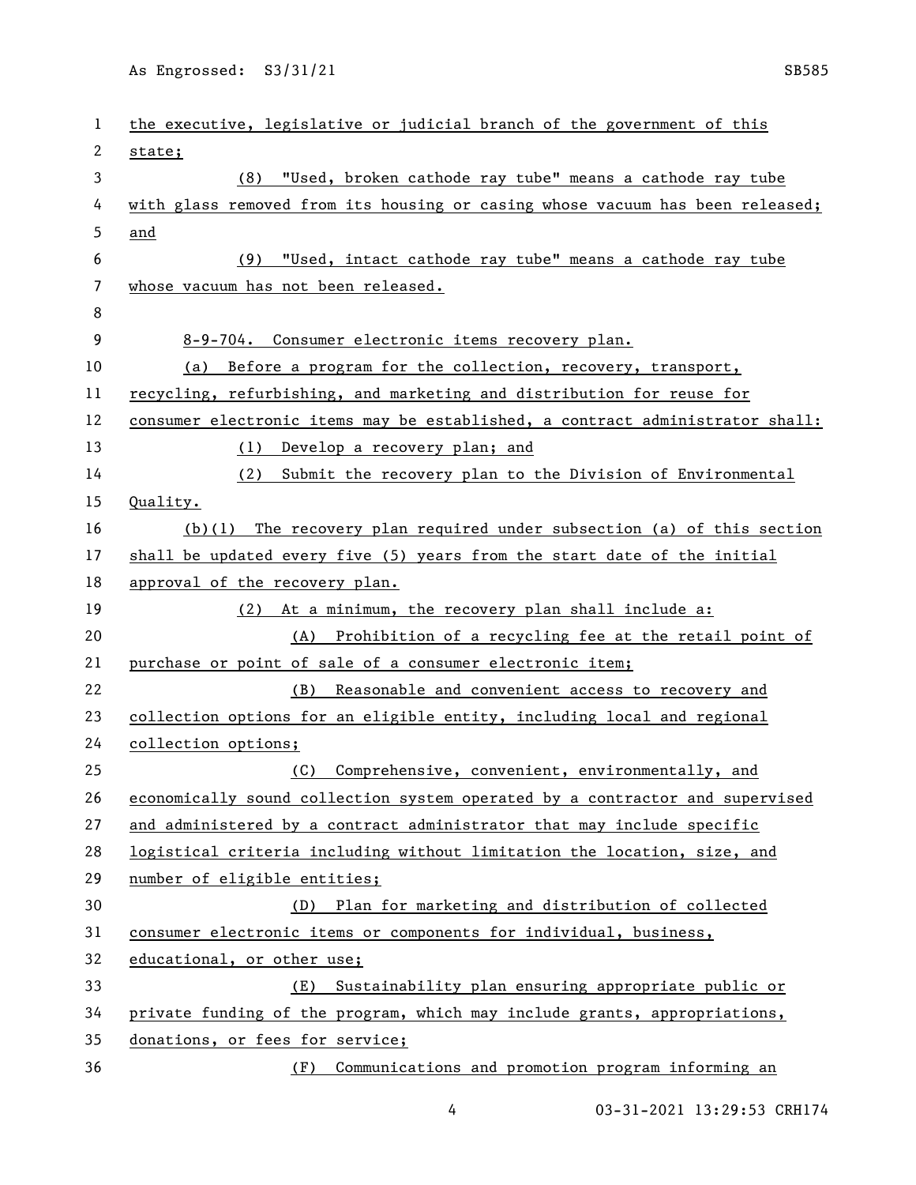the executive, legislative or judicial branch of the government of this state;

(8) "Used, broken cathode ray tube" means a cathode ray tube with glass removed from its housing or casing whose vacuum has been released; and

(9) "Used, intact cathode ray tube" means a cathode ray tube whose vacuum has not been released.

8-9-704. Consumer electronic items recovery plan.

(a) Before a program for the collection, recovery, transport, recycling, refurbishing, and marketing and distribution for reuse for consumer electronic items may be established, a contract administrator shall:

(1) Develop a recovery plan; and

(2) Submit the recovery plan to the Division of Environmental Quality.

(b)(1) The recovery plan required under subsection (a) of this section shall be updated every five (5) years from the start date of the initial approval of the recovery plan.

(2) At a minimum, the recovery plan shall include a:

(A) Prohibition of a recycling fee at the retail point of purchase or point of sale of a consumer electronic item;

(B) Reasonable and convenient access to recovery and collection options for an eligible entity, including local and regional collection options;

(C) Comprehensive, convenient, environmentally, and economically sound collection system operated by a contractor and supervised and administered by a contract administrator that may include specific logistical criteria including without limitation the location, size, and number of eligible entities;

(D) Plan for marketing and distribution of collected consumer electronic items or components for individual, business, educational, or other use;

(E) Sustainability plan ensuring appropriate public or private funding of the program, which may include grants, appropriations, donations, or fees for service;

(F) Communications and promotion program informing an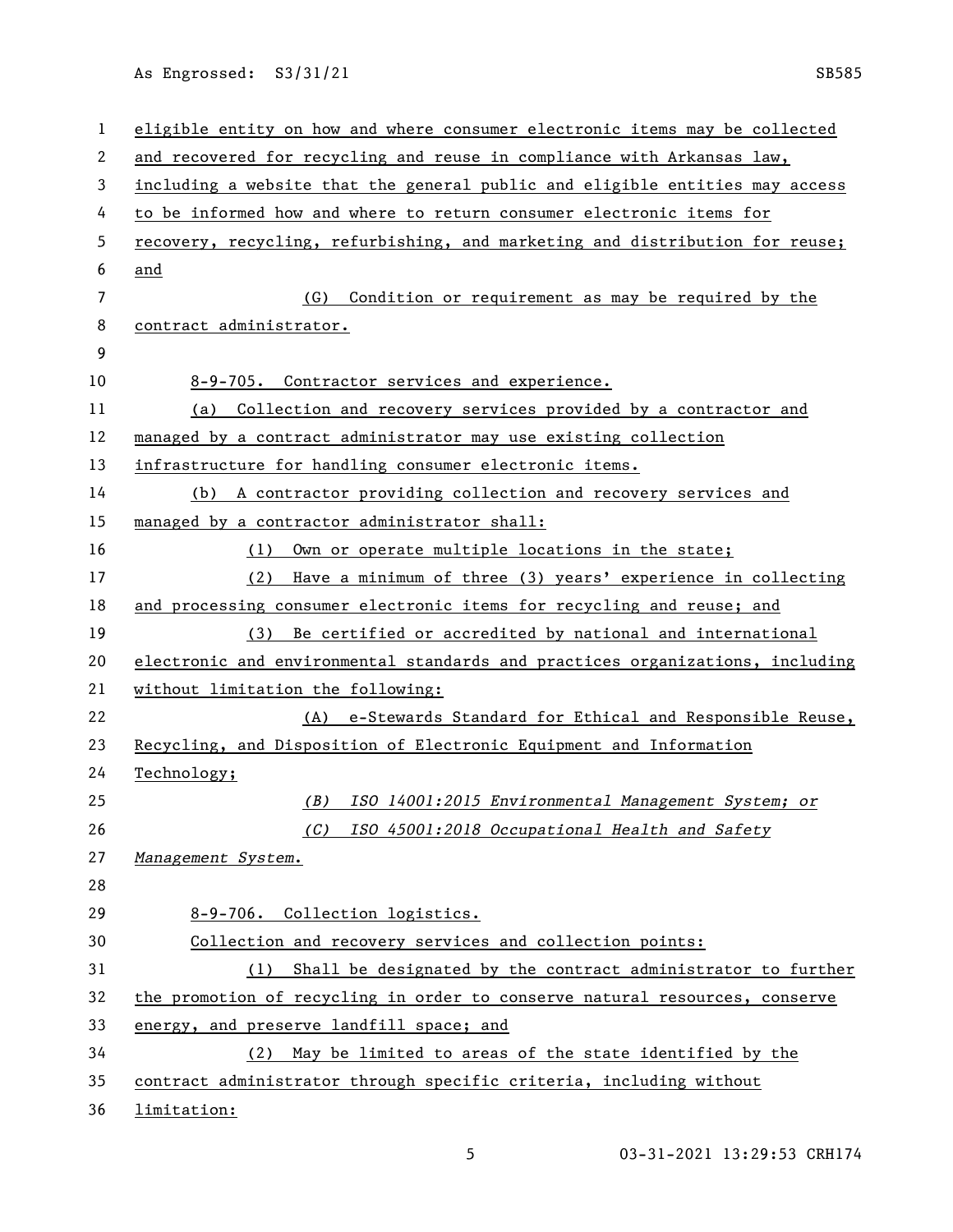eligible entity on how and where consumer electronic items may be collected and recovered for recycling and reuse in compliance with Arkansas law, including a website that the general public and eligible entities may access to be informed how and where to return consumer electronic items for recovery, recycling, refurbishing, and marketing and distribution for reuse; and

(G) Condition or requirement as may be required by the contract administrator.

8-9-705. Contractor services and experience.

(a) Collection and recovery services provided by a contractor and managed by a contract administrator may use existing collection infrastructure for handling consumer electronic items.

(b) A contractor providing collection and recovery services and managed by a contractor administrator shall:

(1) Own or operate multiple locations in the state;

(2) Have a minimum of three (3) years' experience in collecting and processing consumer electronic items for recycling and reuse; and

(3) Be certified or accredited by national and international electronic and environmental standards and practices organizations, including without limitation the following:

(A) e-Stewards Standard for Ethical and Responsible Reuse, Recycling, and Disposition of Electronic Equipment and Information Technology;

*(B) ISO 14001:2015 Environmental Management System; or*

*(C) ISO 45001:2018 Occupational Health and Safety Management System.*

8-9-706. Collection logistics.

Collection and recovery services and collection points:

(1) Shall be designated by the contract administrator to further the promotion of recycling in order to conserve natural resources, conserve energy, and preserve landfill space; and

(2) May be limited to areas of the state identified by the contract administrator through specific criteria, including without limitation: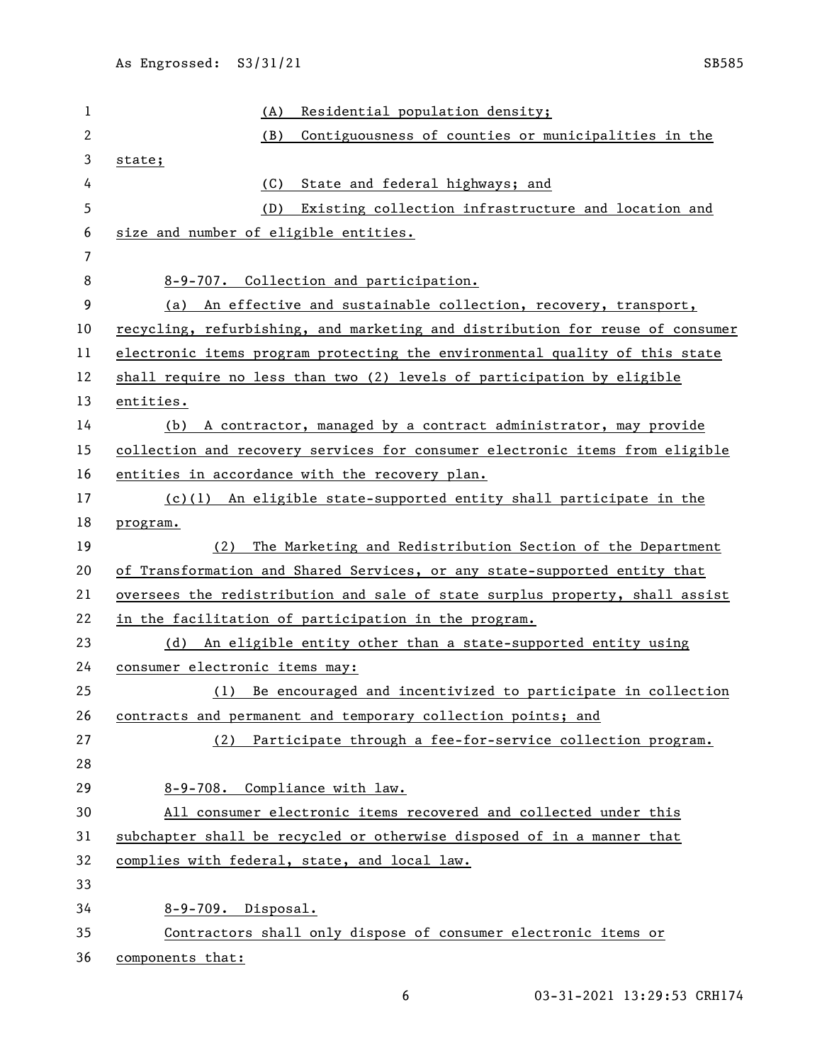(A) Residential population density;

(B) Contiguousness of counties or municipalities in the state;

(C) State and federal highways; and

(D) Existing collection infrastructure and location and size and number of eligible entities.

8-9-707. Collection and participation.

(a) An effective and sustainable collection, recovery, transport, recycling, refurbishing, and marketing and distribution for reuse of consumer electronic items program protecting the environmental quality of this state shall require no less than two (2) levels of participation by eligible entities.

(b) A contractor, managed by a contract administrator, may provide collection and recovery services for consumer electronic items from eligible entities in accordance with the recovery plan.

(c)(1) An eligible state-supported entity shall participate in the program.

(2) The Marketing and Redistribution Section of the Department of Transformation and Shared Services, or any state-supported entity that oversees the redistribution and sale of state surplus property, shall assist in the facilitation of participation in the program.

(d) An eligible entity other than a state-supported entity using consumer electronic items may:

(1) Be encouraged and incentivized to participate in collection contracts and permanent and temporary collection points; and

(2) Participate through a fee-for-service collection program.

8-9-708. Compliance with law.

All consumer electronic items recovered and collected under this subchapter shall be recycled or otherwise disposed of in a manner that complies with federal, state, and local law.

8-9-709. Disposal.

Contractors shall only dispose of consumer electronic items or components that: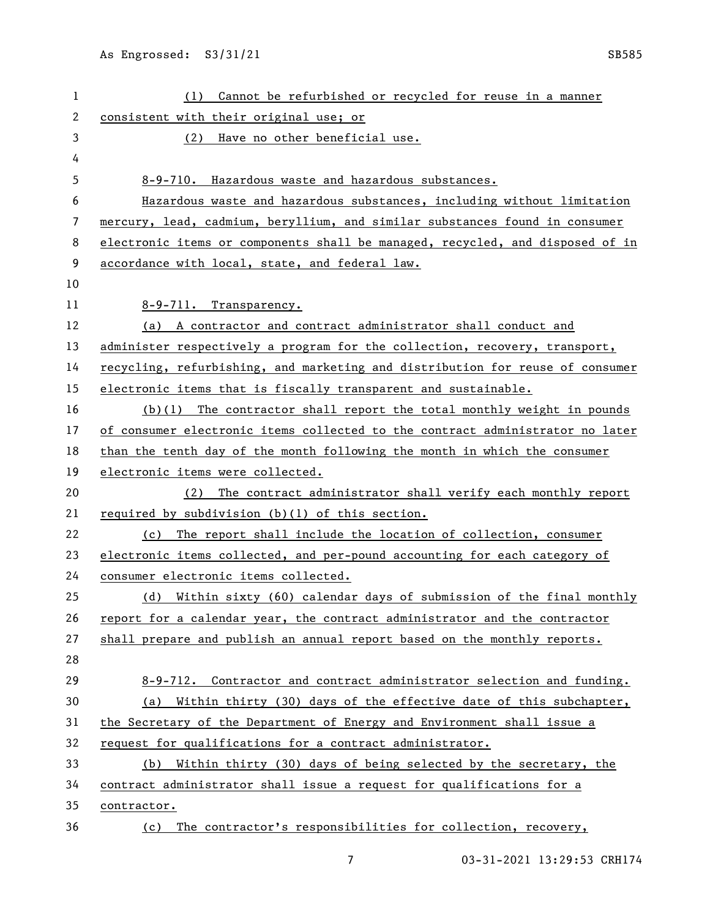(1) Cannot be refurbished or recycled for reuse in a manner consistent with their original use; or

(2) Have no other beneficial use.

8-9-710. Hazardous waste and hazardous substances.

Hazardous waste and hazardous substances, including without limitation mercury, lead, cadmium, beryllium, and similar substances found in consumer electronic items or components shall be managed, recycled, and disposed of in accordance with local, state, and federal law.

8-9-711. Transparency.

(a) A contractor and contract administrator shall conduct and administer respectively a program for the collection, recovery, transport, recycling, refurbishing, and marketing and distribution for reuse of consumer electronic items that is fiscally transparent and sustainable.

(b)(1) The contractor shall report the total monthly weight in pounds of consumer electronic items collected to the contract administrator no later than the tenth day of the month following the month in which the consumer electronic items were collected.

(2) The contract administrator shall verify each monthly report required by subdivision (b)(1) of this section.

(c) The report shall include the location of collection, consumer electronic items collected, and per-pound accounting for each category of consumer electronic items collected.

(d) Within sixty (60) calendar days of submission of the final monthly report for a calendar year, the contract administrator and the contractor shall prepare and publish an annual report based on the monthly reports.

8-9-712. Contractor and contract administrator selection and funding.

(a) Within thirty (30) days of the effective date of this subchapter, the Secretary of the Department of Energy and Environment shall issue a request for qualifications for a contract administrator.

(b) Within thirty (30) days of being selected by the secretary, the contract administrator shall issue a request for qualifications for a contractor.

(c) The contractor's responsibilities for collection, recovery,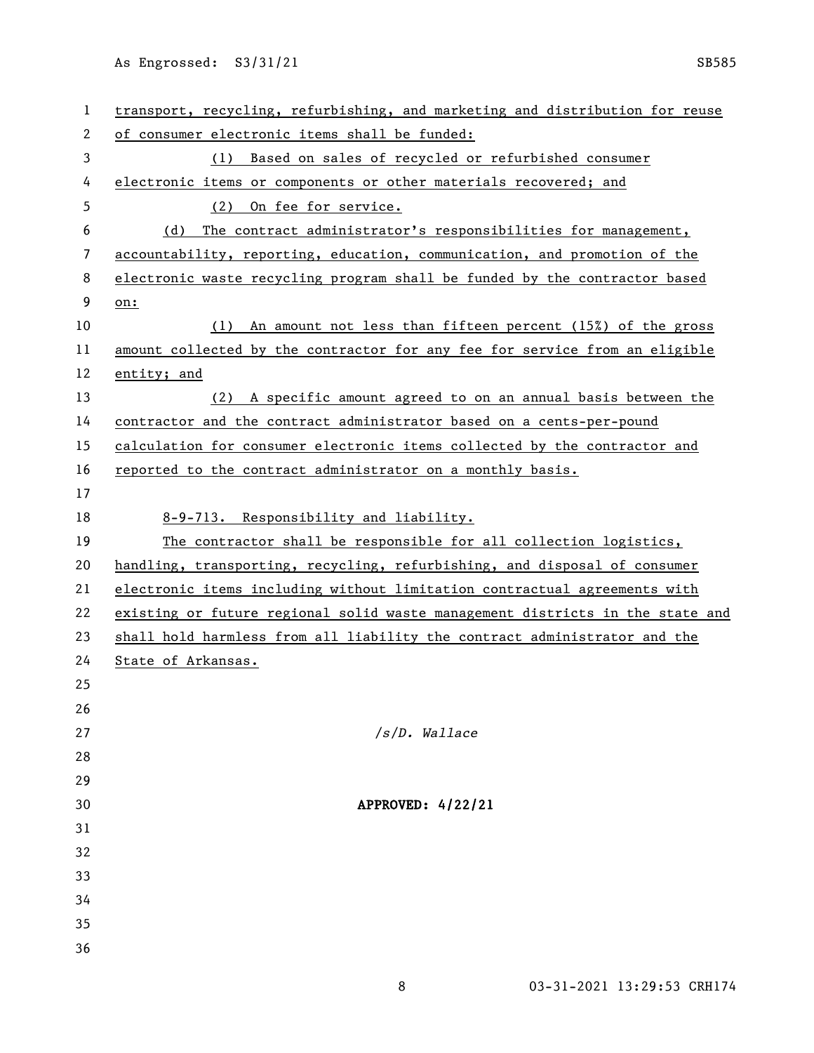transport, recycling, refurbishing, and marketing and distribution for reuse of consumer electronic items shall be funded:

(1) Based on sales of recycled or refurbished consumer electronic items or components or other materials recovered; and

(2) On fee for service.

(d) The contract administrator's responsibilities for management, accountability, reporting, education, communication, and promotion of the electronic waste recycling program shall be funded by the contractor based on:

(1) An amount not less than fifteen percent (15%) of the gross amount collected by the contractor for any fee for service from an eligible entity; and

(2) A specific amount agreed to on an annual basis between the contractor and the contract administrator based on a cents-per-pound calculation for consumer electronic items collected by the contractor and reported to the contract administrator on a monthly basis.

8-9-713. Responsibility and liability.

The contractor shall be responsible for all collection logistics, handling, transporting, recycling, refurbishing, and disposal of consumer electronic items including without limitation contractual agreements with existing or future regional solid waste management districts in the state and shall hold harmless from all liability the contract administrator and the State of Arkansas.

*/s/D. Wallace*

**APPROVED: 4/22/21**